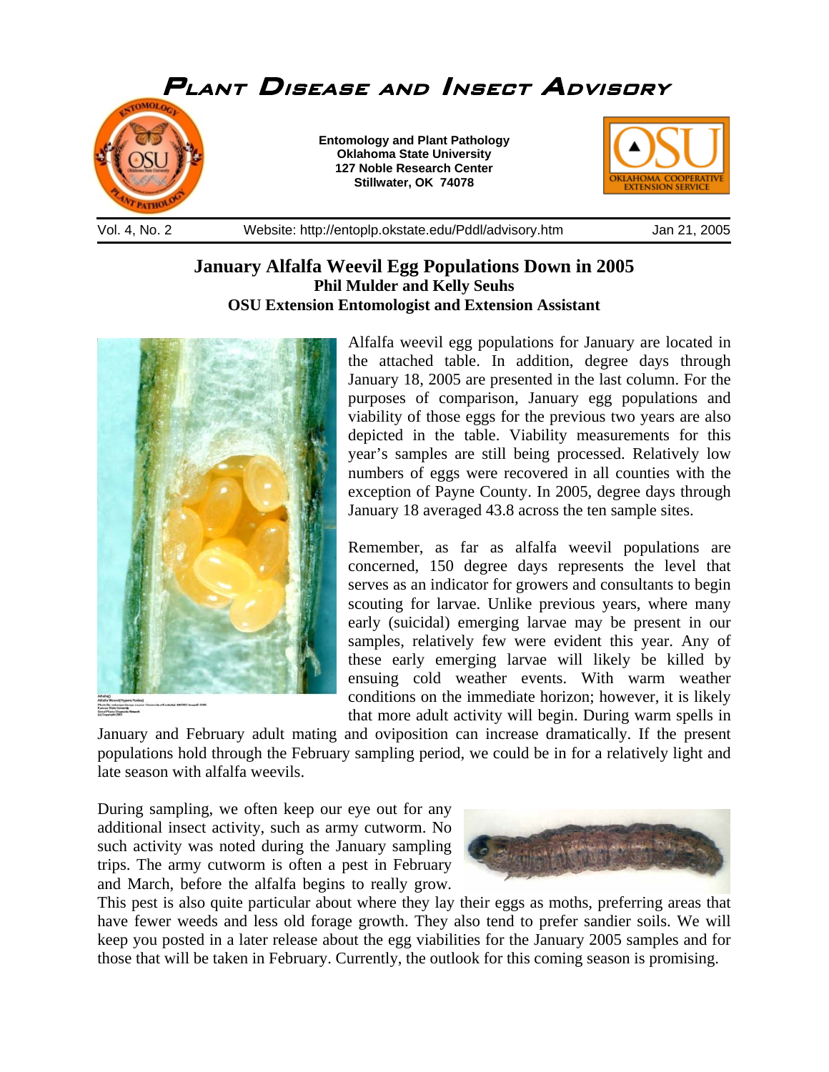# Plant Disease and Insect Advisory

**Entomology and Plant Pathology**
**Oklahoma State University**
**127 Noble Research Center**
**Stillwater, OK 74078**

Vol. 4, No. 2 Website: http://entoplp.okstate.edu/Pddl/advisory.htm Jan 21, 2005

## January Alfalfa Weevil Egg Populations Down in 2005

**Phil Mulder and Kelly Seuhs**
**OSU Extension Entomologist and Extension Assistant**

Alfalfa weevil egg populations for January are located in the attached table. In addition, degree days through January 18, 2005 are presented in the last column. For the purposes of comparison, January egg populations and viability of those eggs for the previous two years are also depicted in the table. Viability measurements for this year's samples are still being processed. Relatively low numbers of eggs were recovered in all counties with the exception of Payne County. In 2005, degree days through January 18 averaged 43.8 across the ten sample sites.

Remember, as far as alfalfa weevil populations are concerned, 150 degree days represents the level that serves as an indicator for growers and consultants to begin scouting for larvae. Unlike previous years, where many early (suicidal) emerging larvae may be present in our samples, relatively few were evident this year. Any of these early emerging larvae will likely be killed by ensuing cold weather events. With warm weather conditions on the immediate horizon; however, it is likely that more adult activity will begin. During warm spells in January and February adult mating and oviposition can increase dramatically. If the present populations hold through the February sampling period, we could be in for a relatively light and late season with alfalfa weevils.

During sampling, we often keep our eye out for any additional insect activity, such as army cutworm. No such activity was noted during the January sampling trips. The army cutworm is often a pest in February and March, before the alfalfa begins to really grow. This pest is also quite particular about where they lay their eggs as moths, preferring areas that have fewer weeds and less old forage growth. They also tend to prefer sandier soils. We will keep you posted in a later release about the egg viabilities for the January 2005 samples and for those that will be taken in February. Currently, the outlook for this coming season is promising.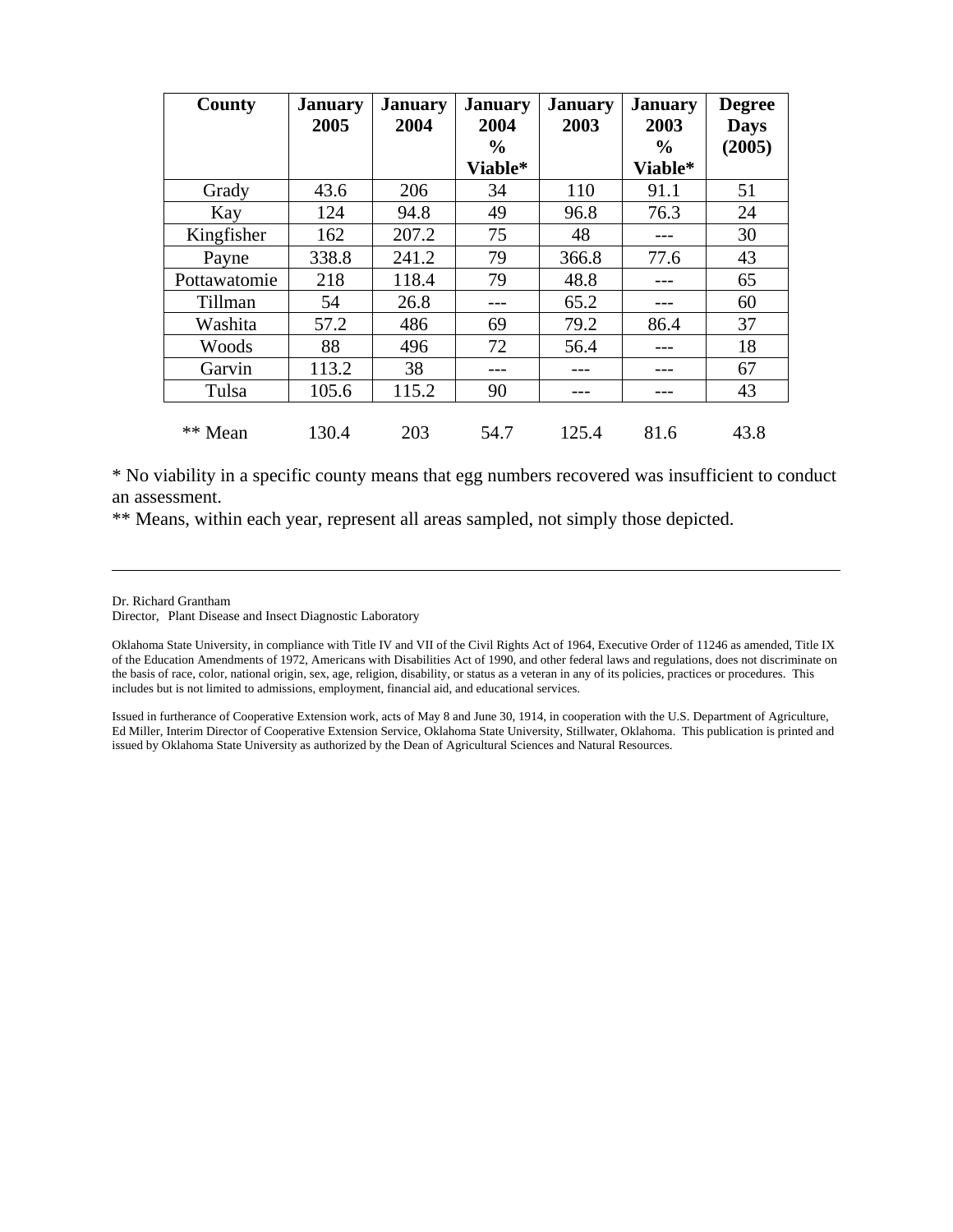| County | January 2005 | January 2004 | January 2004 % Viable* | January 2003 | January 2003 % Viable* | Degree Days (2005) |
|---|---|---|---|---|---|---|
| Grady | 43.6 | 206 | 34 | 110 | 91.1 | 51 |
| Kay | 124 | 94.8 | 49 | 96.8 | 76.3 | 24 |
| Kingfisher | 162 | 207.2 | 75 | 48 | --- | 30 |
| Payne | 338.8 | 241.2 | 79 | 366.8 | 77.6 | 43 |
| Pottawatomie | 218 | 118.4 | 79 | 48.8 | --- | 65 |
| Tillman | 54 | 26.8 | --- | 65.2 | --- | 60 |
| Washita | 57.2 | 486 | 69 | 79.2 | 86.4 | 37 |
| Woods | 88 | 496 | 72 | 56.4 | --- | 18 |
| Garvin | 113.2 | 38 | --- | --- | --- | 67 |
| Tulsa | 105.6 | 115.2 | 90 | --- | --- | 43 |
| ** Mean | 130.4 | 203 | 54.7 | 125.4 | 81.6 | 43.8 |

* No viability in a specific county means that egg numbers recovered was insufficient to conduct an assessment.

** Means, within each year, represent all areas sampled, not simply those depicted.

---

Dr. Richard Grantham
Director, Plant Disease and Insect Diagnostic Laboratory

Oklahoma State University, in compliance with Title IV and VII of the Civil Rights Act of 1964, Executive Order of 11246 as amended, Title IX of the Education Amendments of 1972, Americans with Disabilities Act of 1990, and other federal laws and regulations, does not discriminate on the basis of race, color, national origin, sex, age, religion, disability, or status as a veteran in any of its policies, practices or procedures. This includes but is not limited to admissions, employment, financial aid, and educational services.

Issued in furtherance of Cooperative Extension work, acts of May 8 and June 30, 1914, in cooperation with the U.S. Department of Agriculture, Ed Miller, Interim Director of Cooperative Extension Service, Oklahoma State University, Stillwater, Oklahoma. This publication is printed and issued by Oklahoma State University as authorized by the Dean of Agricultural Sciences and Natural Resources.